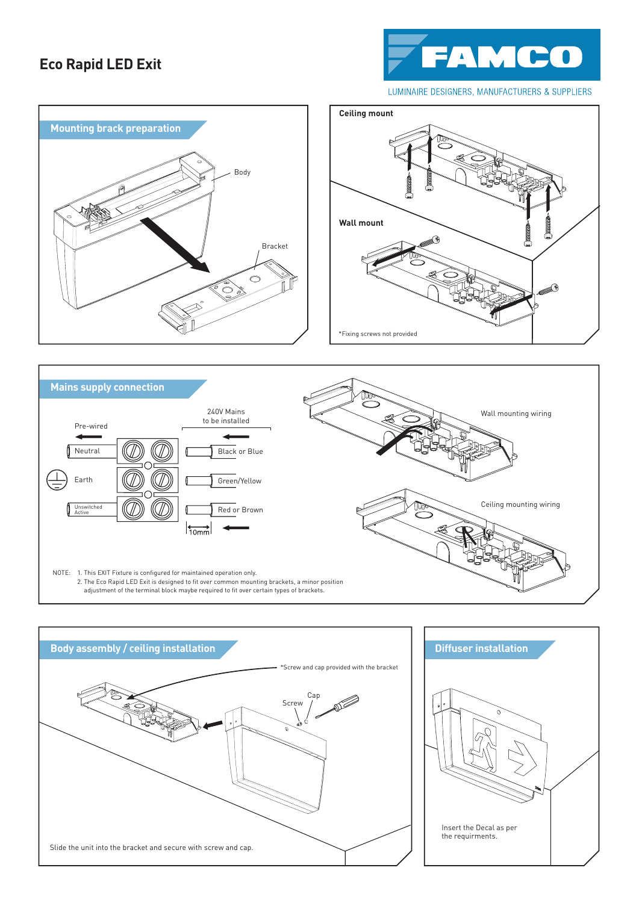# Eco Rapid LED Exit

FAMCO

LUMINAIRE DESIGNERS, MANUFACTURERS & SUPPLIERS

## Mounting brack preparation

Body

Bracket

## Ceiling mount

## Wall mount

*Fixing screws not provided

## Mains supply connection

Pre-wired

240V Mains to be installed

Neutral

Black or Blue

Earth

Green/Yellow

Unswitched Active

Red or Brown

10mm

Wall mounting wiring

Ceiling mounting wiring

NOTE: 1. This EXIT Fixture is configured for maintained operation only.
2. The Eco Rapid LED Exit is designed to fit over common mounting brackets, a minor position adjustment of the terminal block maybe required to fit over certain types of brackets.

## Body assembly / ceiling installation

*Screw and cap provided with the bracket

Screw

Cap

Slide the unit into the bracket and secure with screw and cap.

## Diffuser installation

Insert the Decal as per the requirments.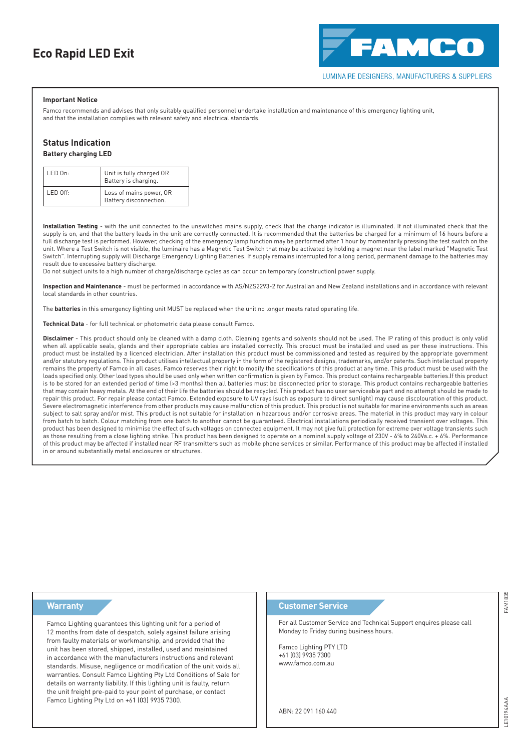# Eco Rapid LED Exit

FAMCO

LUMINAIRE DESIGNERS, MANUFACTURERS & SUPPLIERS

**Important Notice**

Famco recommends and advises that only suitably qualified personnel undertake installation and maintenance of this emergency lighting unit, and that the installation complies with relevant safety and electrical standards.

## Status Indication

**Battery charging LED**

| | |
|---|---|
| LED On: | Unit is fully charged OR Battery is charging. |
| LED Off: | Loss of mains power, OR Battery disconnection. |

**Installation Testing** - with the unit connected to the unswitched mains supply, check that the charge indicator is illuminated. If not illuminated check that the supply is on, and that the battery leads in the unit are correctly connected. It is recommended that the batteries be charged for a minimum of 16 hours before a full discharge test is performed. However, checking of the emergency lamp function may be performed after 1 hour by momentarily pressing the test switch on the unit. Where a Test Switch is not visible, the luminaire has a Magnetic Test Switch that may be activated by holding a magnet near the label marked "Magnetic Test Switch". Interrupting supply will Discharge Emergency Lighting Batteries. If supply remains interrupted for a long period, permanent damage to the batteries may result due to excessive battery discharge.
Do not subject units to a high number of charge/discharge cycles as can occur on temporary (construction) power supply.

**Inspection and Maintenance** - must be performed in accordance with AS/NZS2293-2 for Australian and New Zealand installations and in accordance with relevant local standards in other countries.

The **batteries** in this emergency lighting unit MUST be replaced when the unit no longer meets rated operating life.

**Technical Data** - for full technical or photometric data please consult Famco.

**Disclaimer** - This product should only be cleaned with a damp cloth. Cleaning agents and solvents should not be used. The IP rating of this product is only valid when all applicable seals, glands and their appropriate cables are installed correctly. This product must be installed and used as per these instructions. This product must be installed by a licenced electrician. After installation this product must be commissioned and tested as required by the appropriate government and/or statutory regulations. This product utilises intellectual property in the form of the registered designs, trademarks, and/or patents. Such intellectual property remains the property of Famco in all cases. Famco reserves their right to modify the specifications of this product at any time. This product must be used with the loads specified only. Other load types should be used only when written confirmation is given by Famco. This product contains rechargeable batteries.If this product is to be stored for an extended period of time (>3 months) then all batteries must be disconnected prior to storage. This product contains rechargeable batteries that may contain heavy metals. At the end of their life the batteries should be recycled. This product has no user serviceable part and no attempt should be made to repair this product. For repair please contact Famco. Extended exposure to UV rays (such as exposure to direct sunlight) may cause discolouration of this product. Severe electromagnetic interference from other products may cause malfunction of this product. This product is not suitable for marine environments such as areas subject to salt spray and/or mist. This product is not suitable for installation in hazardous and/or corrosive areas. The material in this product may vary in colour from batch to batch. Colour matching from one batch to another cannot be guaranteed. Electrical installations periodically received transient over voltages. This product has been designed to minimise the effect of such voltages on connected equipment. It may not give full protection for extreme over voltage transients such as those resulting from a close lighting strike. This product has been designed to operate on a nominal supply voltage of 230V - 6% to 240Va.c. + 6%. Performance of this product may be affected if installed near RF transmitters such as mobile phone services or similar. Performance of this product may be affected if installed in or around substantially metal enclosures or structures.

## Warranty

Famco Lighting guarantees this lighting unit for a period of 12 months from date of despatch, solely against failure arising from faulty materials or workmanship, and provided that the unit has been stored, shipped, installed, used and maintained in accordance with the manufacturers instructions and relevant standards. Misuse, negligence or modification of the unit voids all warranties. Consult Famco Lighting Pty Ltd Conditions of Sale for details on warranty liability. If this lighting unit is faulty, return the unit freight pre-paid to your point of purchase, or contact Famco Lighting Pty Ltd on +61 (03) 9935 7300.

## Customer Service

For all Customer Service and Technical Support enquires please call Monday to Friday during business hours.

Famco Lighting PTY LTD
+61 (03) 9935 7300
www.famco.com.au

ABN: 22 091 160 440

FAM1835

LE10194AAA